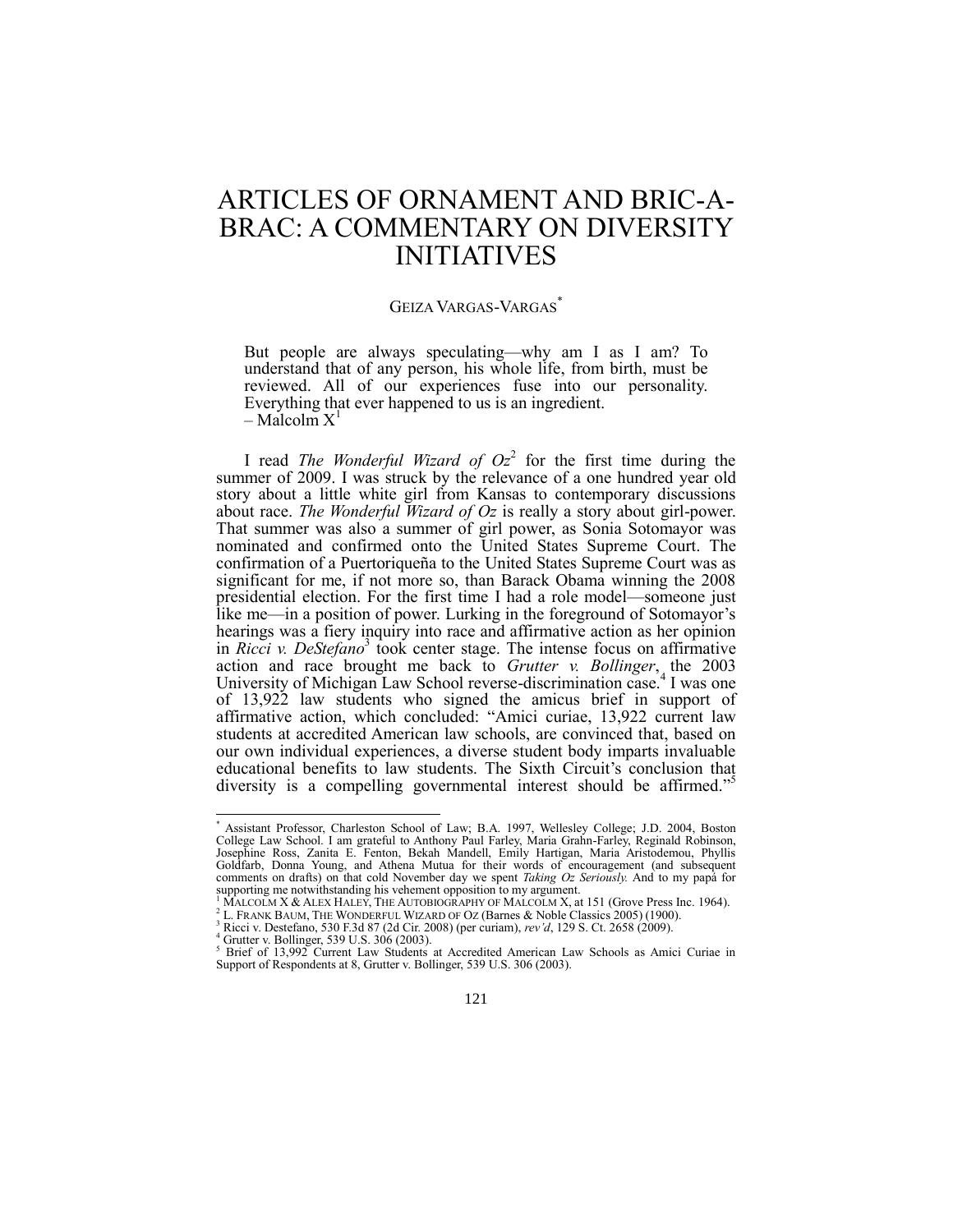# ARTICLES OF ORNAMENT AND BRIC-A-BRAC: A COMMENTARY ON DIVERSITY INITIATIVES

GEIZA VARGAS-VARGAS[*]

> But people are always speculating—why am I as I am? To understand that of any person, his whole life, from birth, must be reviewed. All of our experiences fuse into our personality. Everything that ever happened to us is an ingredient.
> – Malcolm X[1]

I read *The Wonderful Wizard of Oz*[2] for the first time during the summer of 2009. I was struck by the relevance of a one hundred year old story about a little white girl from Kansas to contemporary discussions about race. *The Wonderful Wizard of Oz* is really a story about girl-power. That summer was also a summer of girl power, as Sonia Sotomayor was nominated and confirmed onto the United States Supreme Court. The confirmation of a Puertoriqueña to the United States Supreme Court was as significant for me, if not more so, than Barack Obama winning the 2008 presidential election. For the first time I had a role model—someone just like me—in a position of power. Lurking in the foreground of Sotomayor's hearings was a fiery inquiry into race and affirmative action as her opinion in *Ricci v. DeStefano*[3] took center stage. The intense focus on affirmative action and race brought me back to *Grutter v. Bollinger*, the 2003 University of Michigan Law School reverse-discrimination case.[4] I was one of 13,922 law students who signed the amicus brief in support of affirmative action, which concluded: "Amici curiae, 13,922 current law students at accredited American law schools, are convinced that, based on our own individual experiences, a diverse student body imparts invaluable educational benefits to law students. The Sixth Circuit's conclusion that diversity is a compelling governmental interest should be affirmed."[5]

---

[*] Assistant Professor, Charleston School of Law; B.A. 1997, Wellesley College; J.D. 2004, Boston College Law School. I am grateful to Anthony Paul Farley, Maria Grahn-Farley, Reginald Robinson, Josephine Ross, Zanita E. Fenton, Bekah Mandell, Emily Hartigan, Maria Aristodemou, Phyllis Goldfarb, Donna Young, and Athena Mutua for their words of encouragement (and subsequent comments on drafts) on that cold November day we spent *Taking Oz Seriously.* And to my papá for supporting me notwithstanding his vehement opposition to my argument.

[1] MALCOLM X & ALEX HALEY, THE AUTOBIOGRAPHY OF MALCOLM X, at 151 (Grove Press Inc. 1964).

[2] L. FRANK BAUM, THE WONDERFUL WIZARD OF OZ (Barnes & Noble Classics 2005) (1900).

[3] Ricci v. Destefano, 530 F.3d 87 (2d Cir. 2008) (per curiam), *rev'd*, 129 S. Ct. 2658 (2009).

[4] Grutter v. Bollinger, 539 U.S. 306 (2003).

[5] Brief of 13,992 Current Law Students at Accredited American Law Schools as Amici Curiae in Support of Respondents at 8, Grutter v. Bollinger, 539 U.S. 306 (2003).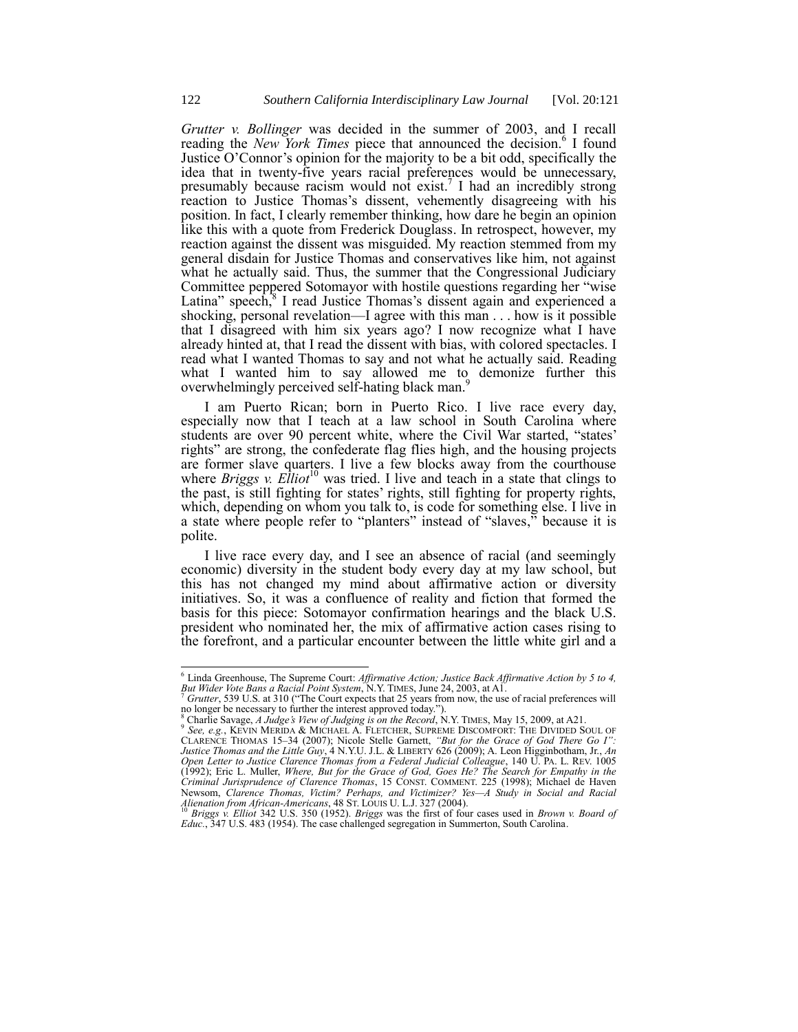*Grutter v. Bollinger* was decided in the summer of 2003, and I recall reading the *New York Times* piece that announced the decision.[6] I found Justice O'Connor's opinion for the majority to be a bit odd, specifically the idea that in twenty-five years racial preferences would be unnecessary, presumably because racism would not exist.[7] I had an incredibly strong reaction to Justice Thomas's dissent, vehemently disagreeing with his position. In fact, I clearly remember thinking, how dare he begin an opinion like this with a quote from Frederick Douglass. In retrospect, however, my reaction against the dissent was misguided. My reaction stemmed from my general disdain for Justice Thomas and conservatives like him, not against what he actually said. Thus, the summer that the Congressional Judiciary Committee peppered Sotomayor with hostile questions regarding her "wise Latina" speech,[8] I read Justice Thomas's dissent again and experienced a shocking, personal revelation—I agree with this man . . . how is it possible that I disagreed with him six years ago? I now recognize what I have already hinted at, that I read the dissent with bias, with colored spectacles. I read what I wanted Thomas to say and not what he actually said. Reading what I wanted him to say allowed me to demonize further this overwhelmingly perceived self-hating black man.[9]

I am Puerto Rican; born in Puerto Rico. I live race every day, especially now that I teach at a law school in South Carolina where students are over 90 percent white, where the Civil War started, "states' rights" are strong, the confederate flag flies high, and the housing projects are former slave quarters. I live a few blocks away from the courthouse where *Briggs v. Elliot*[10] was tried. I live and teach in a state that clings to the past, is still fighting for states' rights, still fighting for property rights, which, depending on whom you talk to, is code for something else. I live in a state where people refer to "planters" instead of "slaves," because it is polite.

I live race every day, and I see an absence of racial (and seemingly economic) diversity in the student body every day at my law school, but this has not changed my mind about affirmative action or diversity initiatives. So, it was a confluence of reality and fiction that formed the basis for this piece: Sotomayor confirmation hearings and the black U.S. president who nominated her, the mix of affirmative action cases rising to the forefront, and a particular encounter between the little white girl and a

---

[6] Linda Greenhouse, The Supreme Court: *Affirmative Action; Justice Back Affirmative Action by 5 to 4, But Wider Vote Bans a Racial Point System*, N.Y. TIMES, June 24, 2003, at A1.

[7] *Grutter*, 539 U.S. at 310 ("The Court expects that 25 years from now, the use of racial preferences will no longer be necessary to further the interest approved today.").

[8] Charlie Savage, *A Judge's View of Judging is on the Record*, N.Y. TIMES, May 15, 2009, at A21.

[9] *See, e.g.*, KEVIN MERIDA & MICHAEL A. FLETCHER, SUPREME DISCOMFORT: THE DIVIDED SOUL OF CLARENCE THOMAS 15–34 (2007); Nicole Stelle Garnett, *"But for the Grace of God There Go I": Justice Thomas and the Little Guy*, 4 N.Y.U. J.L. & LIBERTY 626 (2009); A. Leon Higginbotham, Jr., *An Open Letter to Justice Clarence Thomas from a Federal Judicial Colleague*, 140 U. PA. L. REV. 1005 (1992); Eric L. Muller, *Where, But for the Grace of God, Goes He? The Search for Empathy in the Criminal Jurisprudence of Clarence Thomas*, 15 CONST. COMMENT. 225 (1998); Michael de Haven Newsom, *Clarence Thomas, Victim? Perhaps, and Victimizer? Yes—A Study in Social and Racial Alienation from African-Americans*, 48 ST. LOUIS U. L.J. 327 (2004).

[10] *Briggs v. Elliot* 342 U.S. 350 (1952). *Briggs* was the first of four cases used in *Brown v. Board of Educ.*, 347 U.S. 483 (1954). The case challenged segregation in Summerton, South Carolina.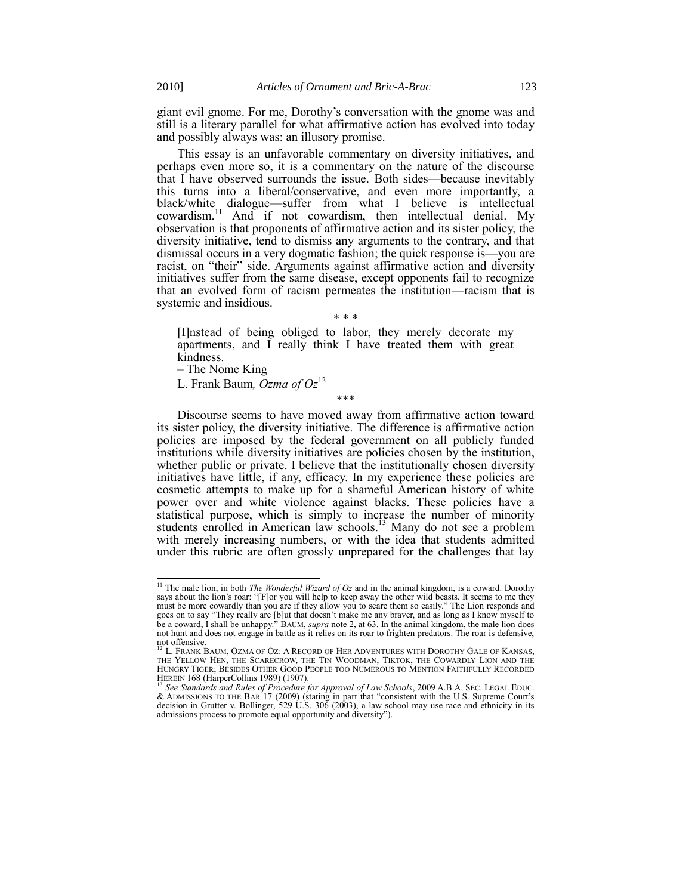giant evil gnome. For me, Dorothy's conversation with the gnome was and still is a literary parallel for what affirmative action has evolved into today and possibly always was: an illusory promise.

This essay is an unfavorable commentary on diversity initiatives, and perhaps even more so, it is a commentary on the nature of the discourse that I have observed surrounds the issue. Both sides—because inevitably this turns into a liberal/conservative, and even more importantly, a black/white dialogue—suffer from what I believe is intellectual cowardism.[11] And if not cowardism, then intellectual denial. My observation is that proponents of affirmative action and its sister policy, the diversity initiative, tend to dismiss any arguments to the contrary, and that dismissal occurs in a very dogmatic fashion; the quick response is—you are racist, on "their" side. Arguments against affirmative action and diversity initiatives suffer from the same disease, except opponents fail to recognize that an evolved form of racism permeates the institution—racism that is systemic and insidious.

\* \* \*

> [I]nstead of being obliged to labor, they merely decorate my apartments, and I really think I have treated them with great kindness.
>
> – The Nome King
>
> L. Frank Baum*, Ozma of Oz*[12]

\*\*\*

Discourse seems to have moved away from affirmative action toward its sister policy, the diversity initiative. The difference is affirmative action policies are imposed by the federal government on all publicly funded institutions while diversity initiatives are policies chosen by the institution, whether public or private. I believe that the institutionally chosen diversity initiatives have little, if any, efficacy. In my experience these policies are cosmetic attempts to make up for a shameful American history of white power over and white violence against blacks. These policies have a statistical purpose, which is simply to increase the number of minority students enrolled in American law schools.[13] Many do not see a problem with merely increasing numbers, or with the idea that students admitted under this rubric are often grossly unprepared for the challenges that lay

---

[11] The male lion, in both *The Wonderful Wizard of Oz* and in the animal kingdom, is a coward. Dorothy says about the lion's roar: "[F]or you will help to keep away the other wild beasts. It seems to me they must be more cowardly than you are if they allow you to scare them so easily." The Lion responds and goes on to say "They really are [b]ut that doesn't make me any braver, and as long as I know myself to be a coward, I shall be unhappy." BAUM, *supra* note 2, at 63. In the animal kingdom, the male lion does not hunt and does not engage in battle as it relies on its roar to frighten predators. The roar is defensive, not offensive.

[12] L. FRANK BAUM, OZMA OF OZ: A RECORD OF HER ADVENTURES WITH DOROTHY GALE OF KANSAS, THE YELLOW HEN, THE SCARECROW, THE TIN WOODMAN, TIKTOK, THE COWARDLY LION AND THE HUNGRY TIGER; BESIDES OTHER GOOD PEOPLE TOO NUMEROUS TO MENTION FAITHFULLY RECORDED HEREIN 168 (HarperCollins 1989) (1907).

[13] *See Standards and Rules of Procedure for Approval of Law Schools*, 2009 A.B.A. SEC. LEGAL EDUC. & ADMISSIONS TO THE BAR 17 (2009) (stating in part that "consistent with the U.S. Supreme Court's decision in Grutter v. Bollinger, 529 U.S. 306 (2003), a law school may use race and ethnicity in its admissions process to promote equal opportunity and diversity").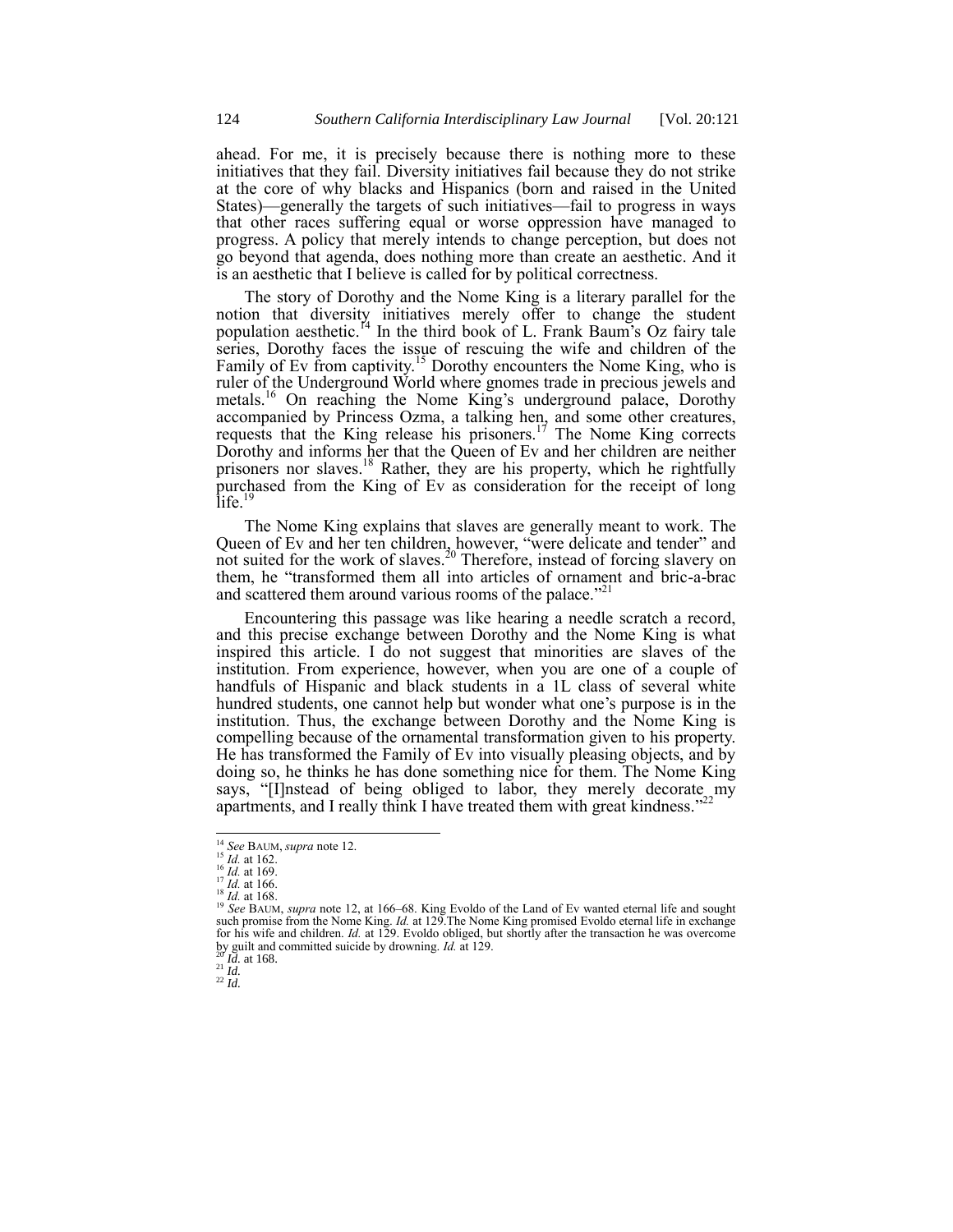ahead. For me, it is precisely because there is nothing more to these initiatives that they fail. Diversity initiatives fail because they do not strike at the core of why blacks and Hispanics (born and raised in the United States)—generally the targets of such initiatives—fail to progress in ways that other races suffering equal or worse oppression have managed to progress. A policy that merely intends to change perception, but does not go beyond that agenda, does nothing more than create an aesthetic. And it is an aesthetic that I believe is called for by political correctness.

The story of Dorothy and the Nome King is a literary parallel for the notion that diversity initiatives merely offer to change the student population aesthetic.[14] In the third book of L. Frank Baum's Oz fairy tale series, Dorothy faces the issue of rescuing the wife and children of the Family of Ev from captivity.[15] Dorothy encounters the Nome King, who is ruler of the Underground World where gnomes trade in precious jewels and metals.[16] On reaching the Nome King's underground palace, Dorothy accompanied by Princess Ozma, a talking hen, and some other creatures, requests that the King release his prisoners.[17] The Nome King corrects Dorothy and informs her that the Queen of Ev and her children are neither prisoners nor slaves.[18] Rather, they are his property, which he rightfully purchased from the King of Ev as consideration for the receipt of long life.[19]

The Nome King explains that slaves are generally meant to work. The Queen of Ev and her ten children, however, "were delicate and tender" and not suited for the work of slaves.[20] Therefore, instead of forcing slavery on them, he "transformed them all into articles of ornament and bric-a-brac and scattered them around various rooms of the palace."[21]

Encountering this passage was like hearing a needle scratch a record, and this precise exchange between Dorothy and the Nome King is what inspired this article. I do not suggest that minorities are slaves of the institution. From experience, however, when you are one of a couple of handfuls of Hispanic and black students in a 1L class of several white hundred students, one cannot help but wonder what one's purpose is in the institution. Thus, the exchange between Dorothy and the Nome King is compelling because of the ornamental transformation given to his property. He has transformed the Family of Ev into visually pleasing objects, and by doing so, he thinks he has done something nice for them. The Nome King says, "[I]nstead of being obliged to labor, they merely decorate my apartments, and I really think I have treated them with great kindness."[22]

---

[14] *See* BAUM, *supra* note 12.

[15] *Id.* at 162.

[16] *Id.* at 169.

[17] *Id.* at 166.

[18] *Id.* at 168.

[19] *See* BAUM, *supra* note 12, at 166–68. King Evoldo of the Land of Ev wanted eternal life and sought such promise from the Nome King. *Id.* at 129.The Nome King promised Evoldo eternal life in exchange for his wife and children. *Id.* at 129. Evoldo obliged, but shortly after the transaction he was overcome by guilt and committed suicide by drowning. *Id.* at 129.

[20] *Id.* at 168.

[21] *Id.*

[22] *Id.*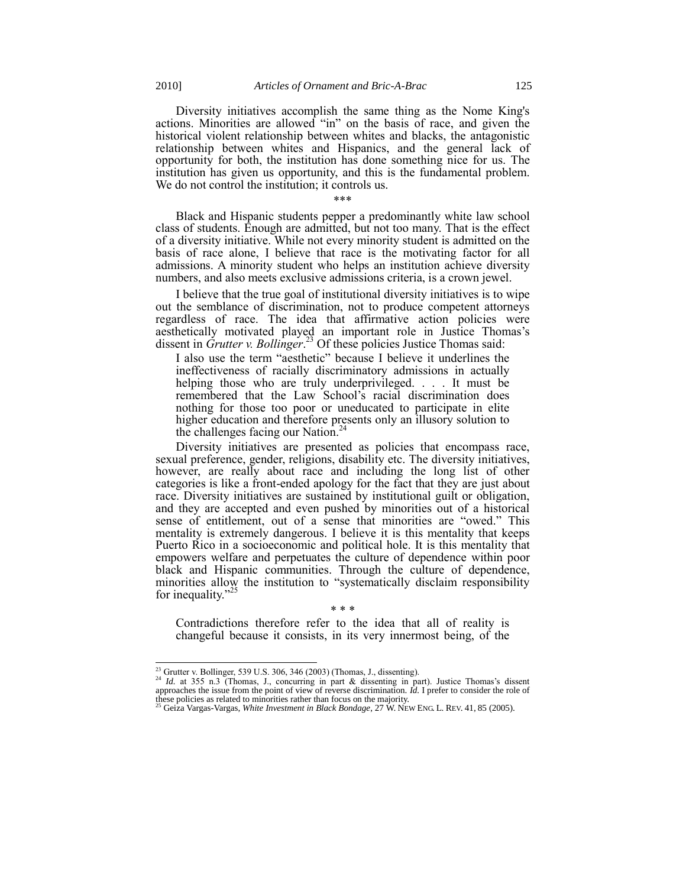Diversity initiatives accomplish the same thing as the Nome King's actions. Minorities are allowed "in" on the basis of race, and given the historical violent relationship between whites and blacks, the antagonistic relationship between whites and Hispanics, and the general lack of opportunity for both, the institution has done something nice for us. The institution has given us opportunity, and this is the fundamental problem. We do not control the institution; it controls us.

\*\*\*

Black and Hispanic students pepper a predominantly white law school class of students. Enough are admitted, but not too many. That is the effect of a diversity initiative. While not every minority student is admitted on the basis of race alone, I believe that race is the motivating factor for all admissions. A minority student who helps an institution achieve diversity numbers, and also meets exclusive admissions criteria, is a crown jewel.

I believe that the true goal of institutional diversity initiatives is to wipe out the semblance of discrimination, not to produce competent attorneys regardless of race. The idea that affirmative action policies were aesthetically motivated played an important role in Justice Thomas's dissent in *Grutter v. Bollinger*.[23] Of these policies Justice Thomas said:

> I also use the term "aesthetic" because I believe it underlines the ineffectiveness of racially discriminatory admissions in actually helping those who are truly underprivileged. . . . It must be remembered that the Law School's racial discrimination does nothing for those too poor or uneducated to participate in elite higher education and therefore presents only an illusory solution to the challenges facing our Nation.[24]

Diversity initiatives are presented as policies that encompass race, sexual preference, gender, religions, disability etc. The diversity initiatives, however, are really about race and including the long list of other categories is like a front-ended apology for the fact that they are just about race. Diversity initiatives are sustained by institutional guilt or obligation, and they are accepted and even pushed by minorities out of a historical sense of entitlement, out of a sense that minorities are "owed." This mentality is extremely dangerous. I believe it is this mentality that keeps Puerto Rico in a socioeconomic and political hole. It is this mentality that empowers welfare and perpetuates the culture of dependence within poor black and Hispanic communities. Through the culture of dependence, minorities allow the institution to "systematically disclaim responsibility for inequality."[25]

\* \* \*

> Contradictions therefore refer to the idea that all of reality is changeful because it consists, in its very innermost being, of the

---

[23] Grutter v. Bollinger, 539 U.S. 306, 346 (2003) (Thomas, J., dissenting).

[24] *Id.* at 355 n.3 (Thomas, J., concurring in part & dissenting in part). Justice Thomas's dissent approaches the issue from the point of view of reverse discrimination. *Id.* I prefer to consider the role of these policies as related to minorities rather than focus on the majority.

[25] Geiza Vargas-Vargas, *White Investment in Black Bondage*, 27 W. NEW ENG. L. REV. 41, 85 (2005).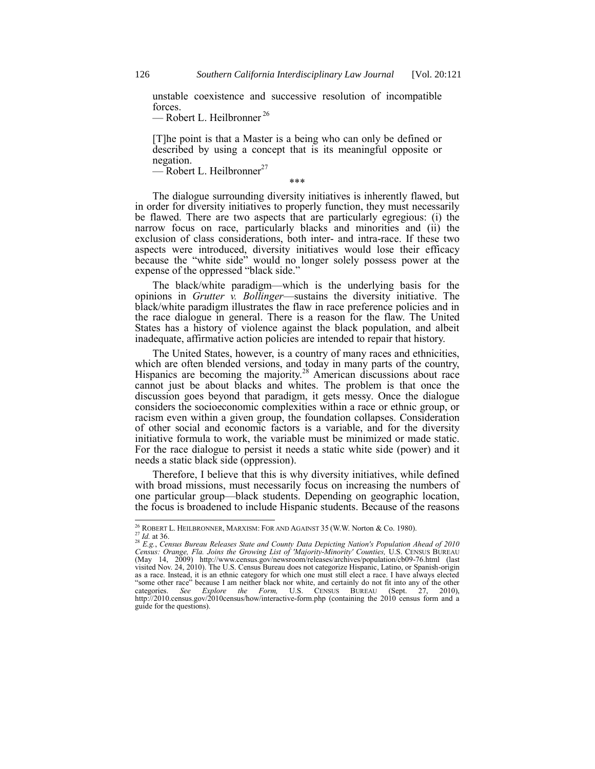> unstable coexistence and successive resolution of incompatible forces.
> — Robert L. Heilbronner[26]

> [T]he point is that a Master is a being who can only be defined or described by using a concept that is its meaningful opposite or negation.
> — Robert L. Heilbronner[27]

\*\*\*

The dialogue surrounding diversity initiatives is inherently flawed, but in order for diversity initiatives to properly function, they must necessarily be flawed. There are two aspects that are particularly egregious: (i) the narrow focus on race, particularly blacks and minorities and (ii) the exclusion of class considerations, both inter- and intra-race. If these two aspects were introduced, diversity initiatives would lose their efficacy because the "white side" would no longer solely possess power at the expense of the oppressed "black side."

The black/white paradigm—which is the underlying basis for the opinions in *Grutter v. Bollinger*—sustains the diversity initiative. The black/white paradigm illustrates the flaw in race preference policies and in the race dialogue in general. There is a reason for the flaw. The United States has a history of violence against the black population, and albeit inadequate, affirmative action policies are intended to repair that history.

The United States, however, is a country of many races and ethnicities, which are often blended versions, and today in many parts of the country, Hispanics are becoming the majority.[28] American discussions about race cannot just be about blacks and whites. The problem is that once the discussion goes beyond that paradigm, it gets messy. Once the dialogue considers the socioeconomic complexities within a race or ethnic group, or racism even within a given group, the foundation collapses. Consideration of other social and economic factors is a variable, and for the diversity initiative formula to work, the variable must be minimized or made static. For the race dialogue to persist it needs a static white side (power) and it needs a static black side (oppression).

Therefore, I believe that this is why diversity initiatives, while defined with broad missions, must necessarily focus on increasing the numbers of one particular group—black students. Depending on geographic location, the focus is broadened to include Hispanic students. Because of the reasons

---

[26] ROBERT L. HEILBRONNER, MARXISM: FOR AND AGAINST 35 (W.W. Norton & Co. 1980).

[27] *Id.* at 36.

[28] *E.g.*, *Census Bureau Releases State and County Data Depicting Nation's Population Ahead of 2010 Census: Orange, Fla. Joins the Growing List of 'Majority-Minority' Counties,* U.S. CENSUS BUREAU (May 14, 2009) http://www.census.gov/newsroom/releases/archives/population/cb09-76.html (last visited Nov. 24, 2010). The U.S. Census Bureau does not categorize Hispanic, Latino, or Spanish-origin as a race. Instead, it is an ethnic category for which one must still elect a race. I have always elected "some other race" because I am neither black nor white, and certainly do not fit into any of the other categories. *See Explore the Form,* U.S. CENSUS BUREAU (Sept. 27, 2010), http://2010.census.gov/2010census/how/interactive-form.php (containing the 2010 census form and a guide for the questions).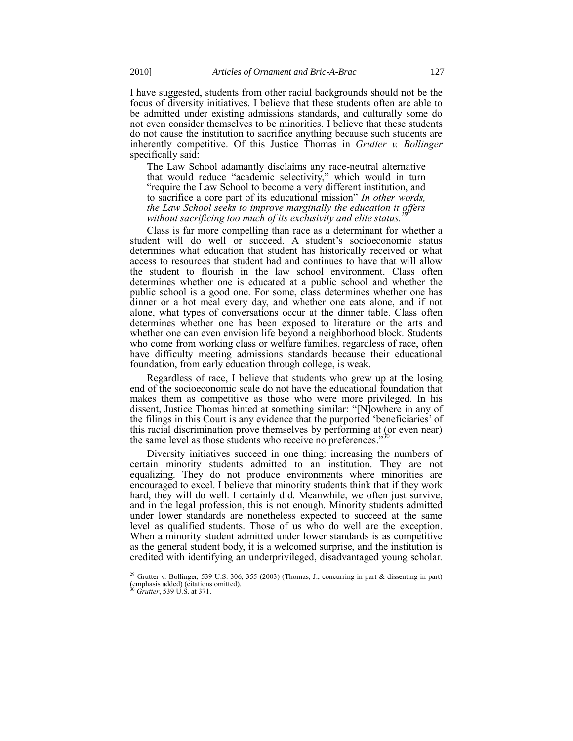I have suggested, students from other racial backgrounds should not be the focus of diversity initiatives. I believe that these students often are able to be admitted under existing admissions standards, and culturally some do not even consider themselves to be minorities. I believe that these students do not cause the institution to sacrifice anything because such students are inherently competitive. Of this Justice Thomas in *Grutter v. Bollinger* specifically said:

> The Law School adamantly disclaims any race-neutral alternative that would reduce "academic selectivity," which would in turn "require the Law School to become a very different institution, and to sacrifice a core part of its educational mission" *In other words, the Law School seeks to improve marginally the education it offers without sacrificing too much of its exclusivity and elite status.*[29]

Class is far more compelling than race as a determinant for whether a student will do well or succeed. A student's socioeconomic status determines what education that student has historically received or what access to resources that student had and continues to have that will allow the student to flourish in the law school environment. Class often determines whether one is educated at a public school and whether the public school is a good one. For some, class determines whether one has dinner or a hot meal every day, and whether one eats alone, and if not alone, what types of conversations occur at the dinner table. Class often determines whether one has been exposed to literature or the arts and whether one can even envision life beyond a neighborhood block. Students who come from working class or welfare families, regardless of race, often have difficulty meeting admissions standards because their educational foundation, from early education through college, is weak.

Regardless of race, I believe that students who grew up at the losing end of the socioeconomic scale do not have the educational foundation that makes them as competitive as those who were more privileged. In his dissent, Justice Thomas hinted at something similar: "[N]owhere in any of the filings in this Court is any evidence that the purported 'beneficiaries' of this racial discrimination prove themselves by performing at (or even near) the same level as those students who receive no preferences."[30]

Diversity initiatives succeed in one thing: increasing the numbers of certain minority students admitted to an institution. They are not equalizing. They do not produce environments where minorities are encouraged to excel. I believe that minority students think that if they work hard, they will do well. I certainly did. Meanwhile, we often just survive, and in the legal profession, this is not enough. Minority students admitted under lower standards are nonetheless expected to succeed at the same level as qualified students. Those of us who do well are the exception. When a minority student admitted under lower standards is as competitive as the general student body, it is a welcomed surprise, and the institution is credited with identifying an underprivileged, disadvantaged young scholar.

---

[29] Grutter v. Bollinger, 539 U.S. 306, 355 (2003) (Thomas, J., concurring in part & dissenting in part) (emphasis added) (citations omitted).

[30] *Grutter*, 539 U.S. at 371.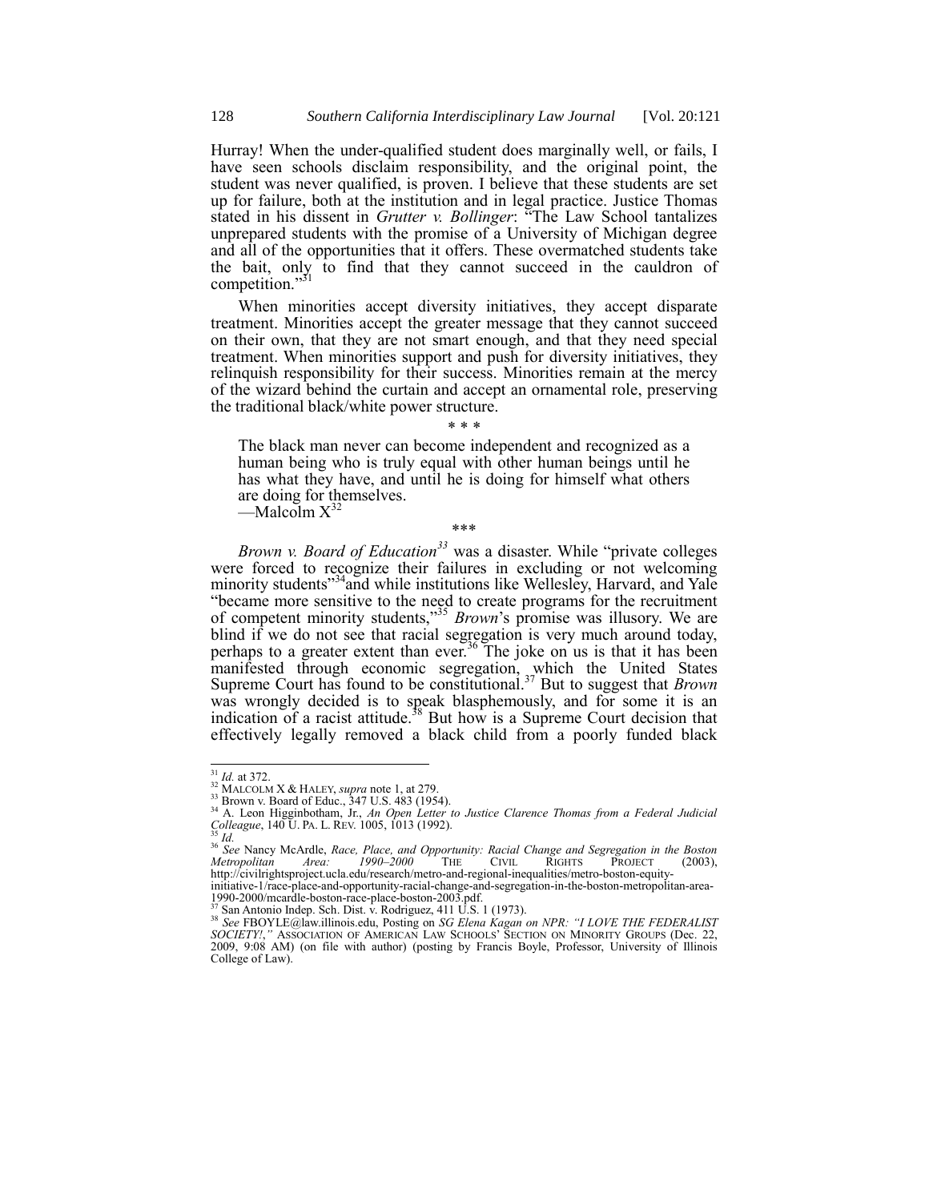Hurray! When the under-qualified student does marginally well, or fails, I have seen schools disclaim responsibility, and the original point, the student was never qualified, is proven. I believe that these students are set up for failure, both at the institution and in legal practice. Justice Thomas stated in his dissent in *Grutter v. Bollinger*: "The Law School tantalizes unprepared students with the promise of a University of Michigan degree and all of the opportunities that it offers. These overmatched students take the bait, only to find that they cannot succeed in the cauldron of competition."[31]

When minorities accept diversity initiatives, they accept disparate treatment. Minorities accept the greater message that they cannot succeed on their own, that they are not smart enough, and that they need special treatment. When minorities support and push for diversity initiatives, they relinquish responsibility for their success. Minorities remain at the mercy of the wizard behind the curtain and accept an ornamental role, preserving the traditional black/white power structure.

\* \* \*

> The black man never can become independent and recognized as a human being who is truly equal with other human beings until he has what they have, and until he is doing for himself what others are doing for themselves.
> —Malcolm X[32]

\*\*\*

*Brown v. Board of Education*[33] was a disaster. While "private colleges were forced to recognize their failures in excluding or not welcoming minority students"[34] and while institutions like Wellesley, Harvard, and Yale "became more sensitive to the need to create programs for the recruitment of competent minority students,"[35] *Brown*'s promise was illusory. We are blind if we do not see that racial segregation is very much around today, perhaps to a greater extent than ever.[36] The joke on us is that it has been manifested through economic segregation, which the United States Supreme Court has found to be constitutional.[37] But to suggest that *Brown* was wrongly decided is to speak blasphemously, and for some it is an indication of a racist attitude.[38] But how is a Supreme Court decision that effectively legally removed a black child from a poorly funded black

---

[31] *Id.* at 372.

[32] MALCOLM X & HALEY, *supra* note 1, at 279.

[33] Brown v. Board of Educ., 347 U.S. 483 (1954).

[34] A. Leon Higginbotham, Jr., *An Open Letter to Justice Clarence Thomas from a Federal Judicial Colleague*, 140 U. PA. L. REV. 1005, 1013 (1992).

[35] *Id.*

[36] *See* Nancy McArdle, *Race, Place, and Opportunity: Racial Change and Segregation in the Boston Metropolitan Area: 1990–2000* THE CIVIL RIGHTS PROJECT (2003), http://civilrightsproject.ucla.edu/research/metro-and-regional-inequalities/metro-boston-equity-initiative-1/race-place-and-opportunity-racial-change-and-segregation-in-the-boston-metropolitan-area-1990-2000/mcardle-boston-race-place-boston-2003.pdf.

[37] San Antonio Indep. Sch. Dist. v. Rodriguez, 411 U.S. 1 (1973).

[38] *See* FBOYLE@law.illinois.edu, Posting on *SG Elena Kagan on NPR: "I LOVE THE FEDERALIST SOCIETY!,"* ASSOCIATION OF AMERICAN LAW SCHOOLS' SECTION ON MINORITY GROUPS (Dec. 22, 2009, 9:08 AM) (on file with author) (posting by Francis Boyle, Professor, University of Illinois College of Law).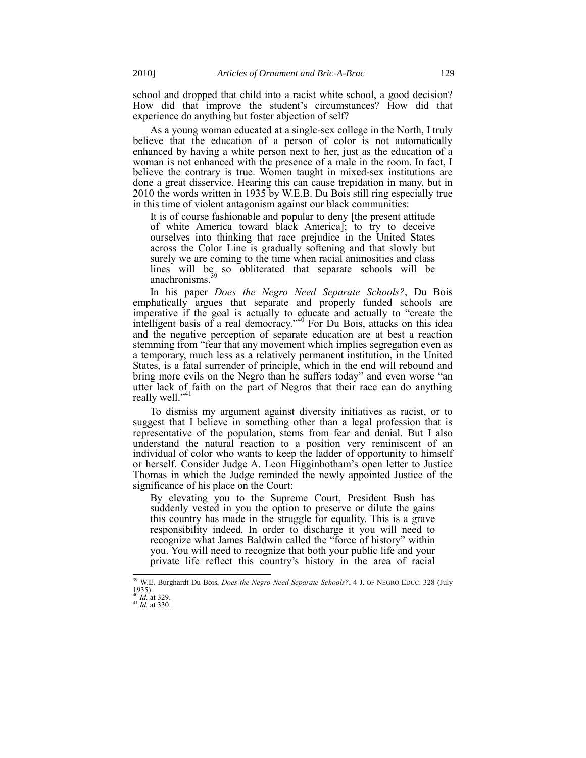school and dropped that child into a racist white school, a good decision? How did that improve the student's circumstances? How did that experience do anything but foster abjection of self?

As a young woman educated at a single-sex college in the North, I truly believe that the education of a person of color is not automatically enhanced by having a white person next to her, just as the education of a woman is not enhanced with the presence of a male in the room. In fact, I believe the contrary is true. Women taught in mixed-sex institutions are done a great disservice. Hearing this can cause trepidation in many, but in 2010 the words written in 1935 by W.E.B. Du Bois still ring especially true in this time of violent antagonism against our black communities:

> It is of course fashionable and popular to deny [the present attitude of white America toward black America]; to try to deceive ourselves into thinking that race prejudice in the United States across the Color Line is gradually softening and that slowly but surely we are coming to the time when racial animosities and class lines will be so obliterated that separate schools will be anachronisms.[39]

In his paper *Does the Negro Need Separate Schools?*, Du Bois emphatically argues that separate and properly funded schools are imperative if the goal is actually to educate and actually to "create the intelligent basis of a real democracy."[40] For Du Bois, attacks on this idea and the negative perception of separate education are at best a reaction stemming from "fear that any movement which implies segregation even as a temporary, much less as a relatively permanent institution, in the United States, is a fatal surrender of principle, which in the end will rebound and bring more evils on the Negro than he suffers today" and even worse "an utter lack of faith on the part of Negros that their race can do anything really well."[41]

To dismiss my argument against diversity initiatives as racist, or to suggest that I believe in something other than a legal profession that is representative of the population, stems from fear and denial. But I also understand the natural reaction to a position very reminiscent of an individual of color who wants to keep the ladder of opportunity to himself or herself. Consider Judge A. Leon Higginbotham's open letter to Justice Thomas in which the Judge reminded the newly appointed Justice of the significance of his place on the Court:

> By elevating you to the Supreme Court, President Bush has suddenly vested in you the option to preserve or dilute the gains this country has made in the struggle for equality. This is a grave responsibility indeed. In order to discharge it you will need to recognize what James Baldwin called the "force of history" within you. You will need to recognize that both your public life and your private life reflect this country's history in the area of racial

---

[39] W.E. Burghardt Du Bois, *Does the Negro Need Separate Schools?*, 4 J. OF NEGRO EDUC. 328 (July 1935).

[40] *Id.* at 329.

[41] *Id.* at 330.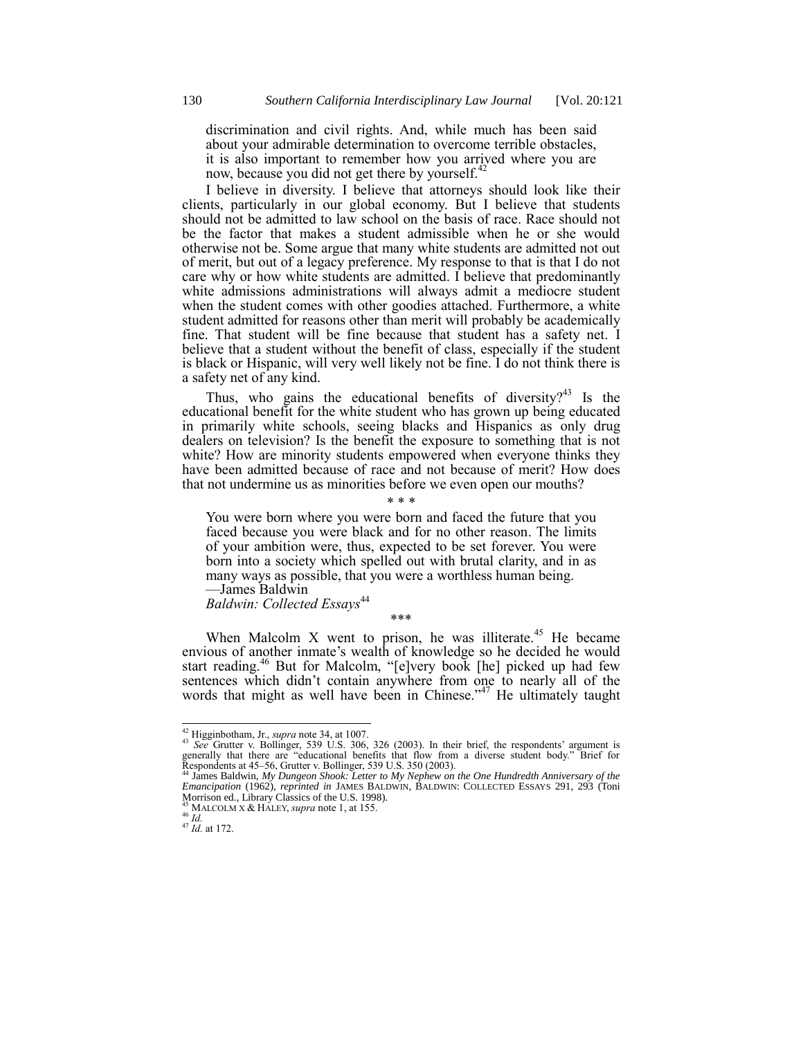> discrimination and civil rights. And, while much has been said about your admirable determination to overcome terrible obstacles, it is also important to remember how you arrived where you are now, because you did not get there by yourself.[42]

I believe in diversity. I believe that attorneys should look like their clients, particularly in our global economy. But I believe that students should not be admitted to law school on the basis of race. Race should not be the factor that makes a student admissible when he or she would otherwise not be. Some argue that many white students are admitted not out of merit, but out of a legacy preference. My response to that is that I do not care why or how white students are admitted. I believe that predominantly white admissions administrations will always admit a mediocre student when the student comes with other goodies attached. Furthermore, a white student admitted for reasons other than merit will probably be academically fine. That student will be fine because that student has a safety net. I believe that a student without the benefit of class, especially if the student is black or Hispanic, will very well likely not be fine. I do not think there is a safety net of any kind.

Thus, who gains the educational benefits of diversity?[43] Is the educational benefit for the white student who has grown up being educated in primarily white schools, seeing blacks and Hispanics as only drug dealers on television? Is the benefit the exposure to something that is not white? How are minority students empowered when everyone thinks they have been admitted because of race and not because of merit? How does that not undermine us as minorities before we even open our mouths?

\* \* \*

> You were born where you were born and faced the future that you faced because you were black and for no other reason. The limits of your ambition were, thus, expected to be set forever. You were born into a society which spelled out with brutal clarity, and in as many ways as possible, that you were a worthless human being.
> —James Baldwin
> *Baldwin: Collected Essays*[44]

\*\*\*

When Malcolm X went to prison, he was illiterate.[45] He became envious of another inmate's wealth of knowledge so he decided he would start reading.[46] But for Malcolm, "[e]very book [he] picked up had few sentences which didn't contain anywhere from one to nearly all of the words that might as well have been in Chinese."[47] He ultimately taught

---

[42] Higginbotham, Jr., *supra* note 34, at 1007.

[43] *See* Grutter v. Bollinger, 539 U.S. 306, 326 (2003). In their brief, the respondents' argument is generally that there are "educational benefits that flow from a diverse student body." Brief for Respondents at 45–56, Grutter v. Bollinger, 539 U.S. 350 (2003).

[44] James Baldwin, *My Dungeon Shook: Letter to My Nephew on the One Hundredth Anniversary of the Emancipation* (1962), *reprinted in* JAMES BALDWIN, BALDWIN: COLLECTED ESSAYS 291, 293 (Toni Morrison ed., Library Classics of the U.S. 1998).

[45] MALCOLM X & HALEY, *supra* note 1, at 155.

[46] *Id.*

[47] *Id.* at 172.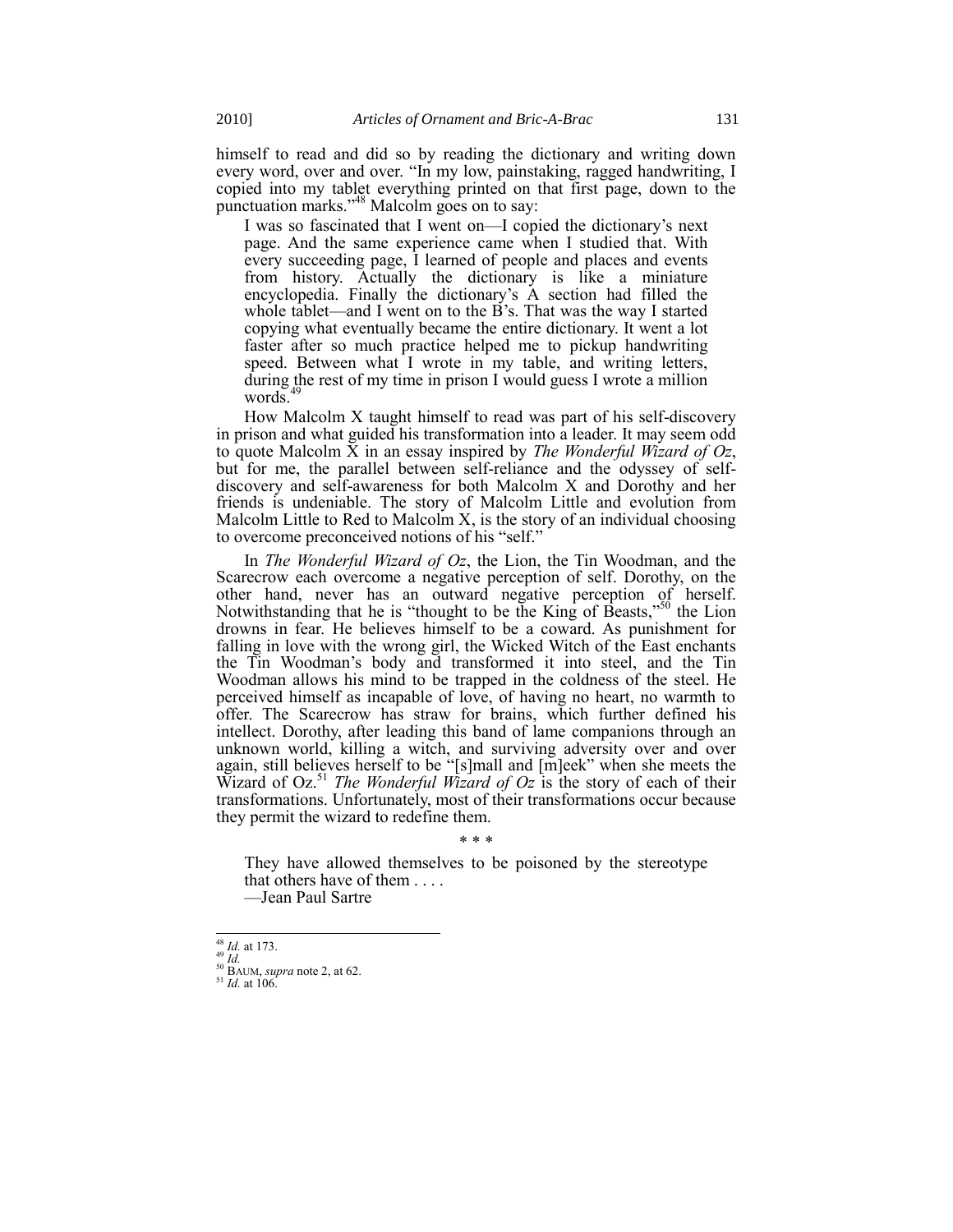himself to read and did so by reading the dictionary and writing down every word, over and over. "In my low, painstaking, ragged handwriting, I copied into my tablet everything printed on that first page, down to the punctuation marks."[48] Malcolm goes on to say:

> I was so fascinated that I went on—I copied the dictionary's next page. And the same experience came when I studied that. With every succeeding page, I learned of people and places and events from history. Actually the dictionary is like a miniature encyclopedia. Finally the dictionary's A section had filled the whole tablet—and I went on to the B's. That was the way I started copying what eventually became the entire dictionary. It went a lot faster after so much practice helped me to pickup handwriting speed. Between what I wrote in my table, and writing letters, during the rest of my time in prison I would guess I wrote a million words.[49]

How Malcolm X taught himself to read was part of his self-discovery in prison and what guided his transformation into a leader. It may seem odd to quote Malcolm X in an essay inspired by *The Wonderful Wizard of Oz*, but for me, the parallel between self-reliance and the odyssey of self-discovery and self-awareness for both Malcolm X and Dorothy and her friends is undeniable. The story of Malcolm Little and evolution from Malcolm Little to Red to Malcolm X, is the story of an individual choosing to overcome preconceived notions of his "self."

In *The Wonderful Wizard of Oz*, the Lion, the Tin Woodman, and the Scarecrow each overcome a negative perception of self. Dorothy, on the other hand, never has an outward negative perception of herself. Notwithstanding that he is "thought to be the King of Beasts,"[50] the Lion drowns in fear. He believes himself to be a coward. As punishment for falling in love with the wrong girl, the Wicked Witch of the East enchants the Tin Woodman's body and transformed it into steel, and the Tin Woodman allows his mind to be trapped in the coldness of the steel. He perceived himself as incapable of love, of having no heart, no warmth to offer. The Scarecrow has straw for brains, which further defined his intellect. Dorothy, after leading this band of lame companions through an unknown world, killing a witch, and surviving adversity over and over again, still believes herself to be "[s]mall and [m]eek" when she meets the Wizard of Oz.[51] *The Wonderful Wizard of Oz* is the story of each of their transformations. Unfortunately, most of their transformations occur because they permit the wizard to redefine them.

\* \* \*

> They have allowed themselves to be poisoned by the stereotype that others have of them . . . .
> —Jean Paul Sartre

---

[48] *Id.* at 173.
[49] *Id.*
[50] BAUM, *supra* note 2, at 62.
[51] *Id.* at 106.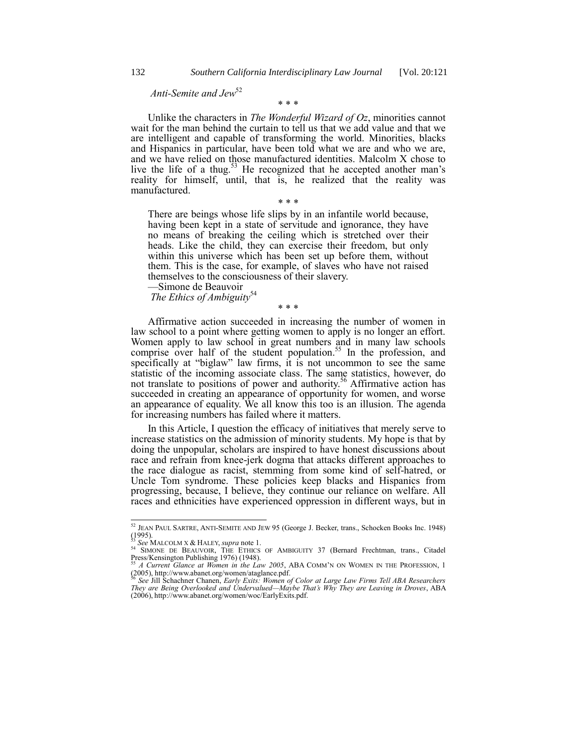*Anti-Semite and Jew*[52]

\* \* \*

Unlike the characters in *The Wonderful Wizard of Oz*, minorities cannot wait for the man behind the curtain to tell us that we add value and that we are intelligent and capable of transforming the world. Minorities, blacks and Hispanics in particular, have been told what we are and who we are, and we have relied on those manufactured identities. Malcolm X chose to live the life of a thug.[53] He recognized that he accepted another man's reality for himself, until, that is, he realized that the reality was manufactured.

\* \* \*

> There are beings whose life slips by in an infantile world because, having been kept in a state of servitude and ignorance, they have no means of breaking the ceiling which is stretched over their heads. Like the child, they can exercise their freedom, but only within this universe which has been set up before them, without them. This is the case, for example, of slaves who have not raised themselves to the consciousness of their slavery.
>
> —Simone de Beauvoir
>
> *The Ethics of Ambiguity*[54]

\* \* \*

Affirmative action succeeded in increasing the number of women in law school to a point where getting women to apply is no longer an effort. Women apply to law school in great numbers and in many law schools comprise over half of the student population.[55] In the profession, and specifically at "biglaw" law firms, it is not uncommon to see the same statistic of the incoming associate class. The same statistics, however, do not translate to positions of power and authority.[56] Affirmative action has succeeded in creating an appearance of opportunity for women, and worse an appearance of equality. We all know this too is an illusion. The agenda for increasing numbers has failed where it matters.

In this Article, I question the efficacy of initiatives that merely serve to increase statistics on the admission of minority students. My hope is that by doing the unpopular, scholars are inspired to have honest discussions about race and refrain from knee-jerk dogma that attacks different approaches to the race dialogue as racist, stemming from some kind of self-hatred, or Uncle Tom syndrome. These policies keep blacks and Hispanics from progressing, because, I believe, they continue our reliance on welfare. All races and ethnicities have experienced oppression in different ways, but in

---

[52] JEAN PAUL SARTRE, ANTI-SEMITE AND JEW 95 (George J. Becker, trans., Schocken Books Inc. 1948) (1995).

[53] *See* MALCOLM X & HALEY, *supra* note 1.

[54] SIMONE DE BEAUVOIR, THE ETHICS OF AMBIGUITY 37 (Bernard Frechtman, trans., Citadel Press/Kensington Publishing 1976) (1948).

[55] *A Current Glance at Women in the Law 2005*, ABA COMM'N ON WOMEN IN THE PROFESSION, 1 (2005), http://www.abanet.org/women/ataglance.pdf.

[56] *See* Jill Schachner Chanen, *Early Exits: Women of Color at Large Law Firms Tell ABA Researchers They are Being Overlooked and Undervalued—Maybe That's Why They are Leaving in Droves*, ABA (2006), http://www.abanet.org/women/woc/EarlyExits.pdf.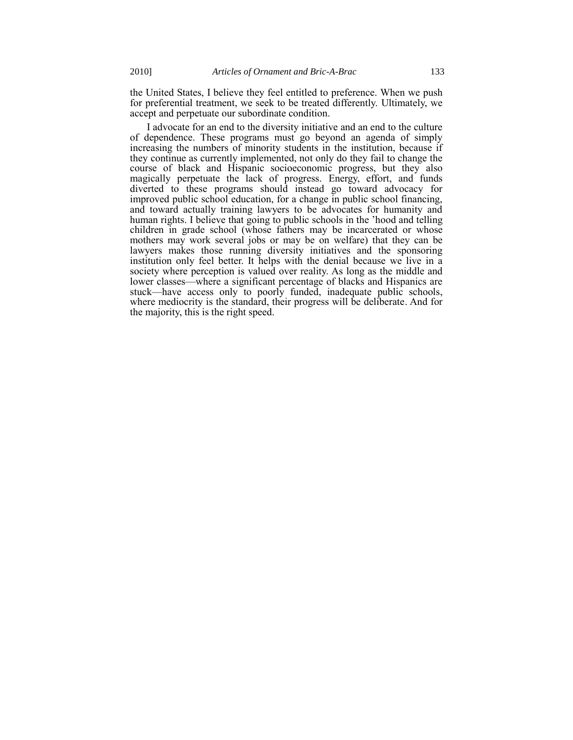the United States, I believe they feel entitled to preference. When we push for preferential treatment, we seek to be treated differently. Ultimately, we accept and perpetuate our subordinate condition.

I advocate for an end to the diversity initiative and an end to the culture of dependence. These programs must go beyond an agenda of simply increasing the numbers of minority students in the institution, because if they continue as currently implemented, not only do they fail to change the course of black and Hispanic socioeconomic progress, but they also magically perpetuate the lack of progress. Energy, effort, and funds diverted to these programs should instead go toward advocacy for improved public school education, for a change in public school financing, and toward actually training lawyers to be advocates for humanity and human rights. I believe that going to public schools in the 'hood and telling children in grade school (whose fathers may be incarcerated or whose mothers may work several jobs or may be on welfare) that they can be lawyers makes those running diversity initiatives and the sponsoring institution only feel better. It helps with the denial because we live in a society where perception is valued over reality. As long as the middle and lower classes—where a significant percentage of blacks and Hispanics are stuck—have access only to poorly funded, inadequate public schools, where mediocrity is the standard, their progress will be deliberate. And for the majority, this is the right speed.